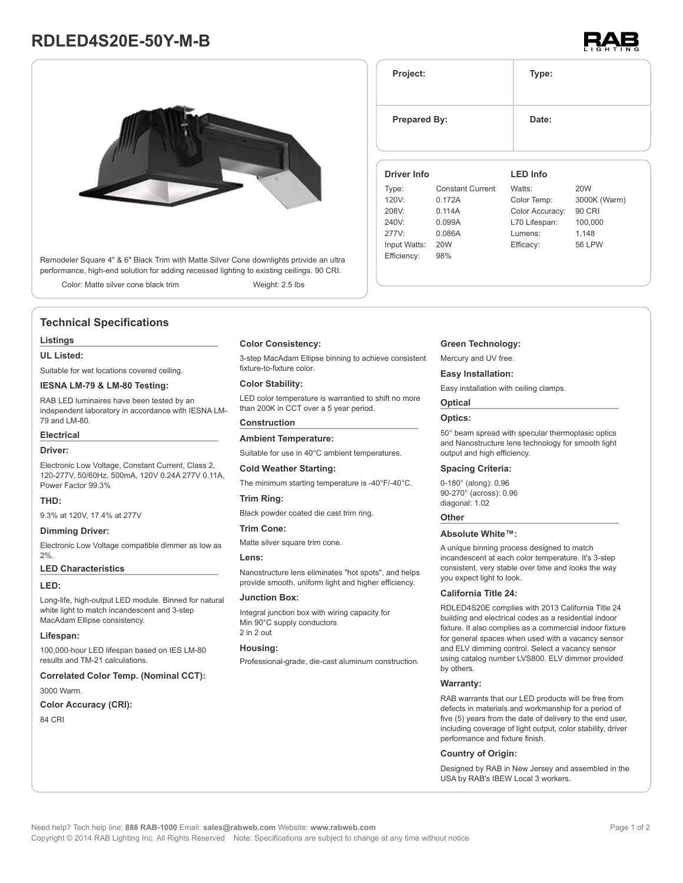# RDLED4S20E-50Y-M-B

Remodeler Square 4" & 6" Black Trim with Matte Silver Cone downlights provide an ultra performance, high-end solution for adding recessed lighting to existing ceilings. 90 CRI.

Color: Matte silver cone black trim | Weight: 2.5 lbs

| Project: | Type: |
|---|---|
| Prepared By: | Date: |

**Driver Info**

| | |
|---|---|
| Type: | Constant Current |
| 120V: | 0.172A |
| 208V: | 0.114A |
| 240V: | 0.099A |
| 277V: | 0.086A |
| Input Watts: | 20W |
| Efficiency: | 98% |

**LED Info**

| | |
|---|---|
| Watts: | 20W |
| Color Temp: | 3000K (Warm) |
| Color Accuracy: | 90 CRI |
| L70 Lifespan: | 100,000 |
| Lumens: | 1,148 |
| Efficacy: | 56 LPW |

## Technical Specifications

### Listings

**UL Listed:**

Suitable for wet locations covered ceiling.

**IESNA LM-79 & LM-80 Testing:**

RAB LED luminaires have been tested by an independent laboratory in accordance with IESNA LM-79 and LM-80.

### Electrical

**Driver:**

Electronic Low Voltage, Constant Current, Class 2, 120-277V, 50/60Hz, 500mA, 120V 0.24A 277V 0.11A, Power Factor 99.3%

**THD:**

9.3% at 120V, 17.4% at 277V

**Dimming Driver:**

Electronic Low Voltage compatible dimmer as low as 2%.

### LED Characteristics

**LED:**

Long-life, high-output LED module. Binned for natural white light to match incandescent and 3-step MacAdam Ellipse consistency.

**Lifespan:**

100,000-hour LED lifespan based on IES LM-80 results and TM-21 calculations.

**Correlated Color Temp. (Nominal CCT):**

3000 Warm.

**Color Accuracy (CRI):**

84 CRI

**Color Consistency:**

3-step MacAdam Ellipse binning to achieve consistent fixture-to-fixture color.

**Color Stability:**

LED color temperature is warrantied to shift no more than 200K in CCT over a 5 year period.

### Construction

**Ambient Temperature:**

Suitable for use in 40°C ambient temperatures.

**Cold Weather Starting:**

The minimum starting temperature is -40°F/-40°C.

**Trim Ring:**

Black powder coated die cast trim ring.

**Trim Cone:**

Matte silver square trim cone.

**Lens:**

Nanostructure lens eliminates "hot spots", and helps provide smooth, uniform light and higher efficiency.

**Junction Box:**

Integral junction box with wiring capacity for
Min 90°C supply conductors
2 in 2 out

**Housing:**

Professional-grade, die-cast aluminum construction.

**Green Technology:**

Mercury and UV free.

**Easy Installation:**

Easy installation with ceiling clamps.

### Optical

**Optics:**

50° beam spread with specular thermoplasic optics and Nanostructure lens technology for smooth light output and high efficiency.

**Spacing Criteria:**

0-180° (along): 0.96
90-270° (across): 0.96
diagonal: 1.02

### Other

**Absolute White™:**

A unique binning process designed to match incandescent at each color temperature. It's 3-step consistent, very stable over time and looks the way you expect light to look.

**California Title 24:**

RDLED4S20E complies with 2013 California Title 24 building and electrical codes as a residential indoor fixture. It also complies as a commercial indoor fixture for general spaces when used with a vacancy sensor and ELV dimming control. Select a vacancy sensor using catalog number LVS800. ELV dimmer provided by others.

**Warranty:**

RAB warrants that our LED products will be free from defects in materials and workmanship for a period of five (5) years from the date of delivery to the end user, including coverage of light output, color stability, driver performance and fixture finish.

**Country of Origin:**

Designed by RAB in New Jersey and assembled in the USA by RAB's IBEW Local 3 workers.

Need help? Tech help line: **888 RAB-1000** Email: **sales@rabweb.com** Website: **www.rabweb.com**
Copyright © 2014 RAB Lighting Inc. All Rights Reserved Note: Specifications are subject to change at any time without notice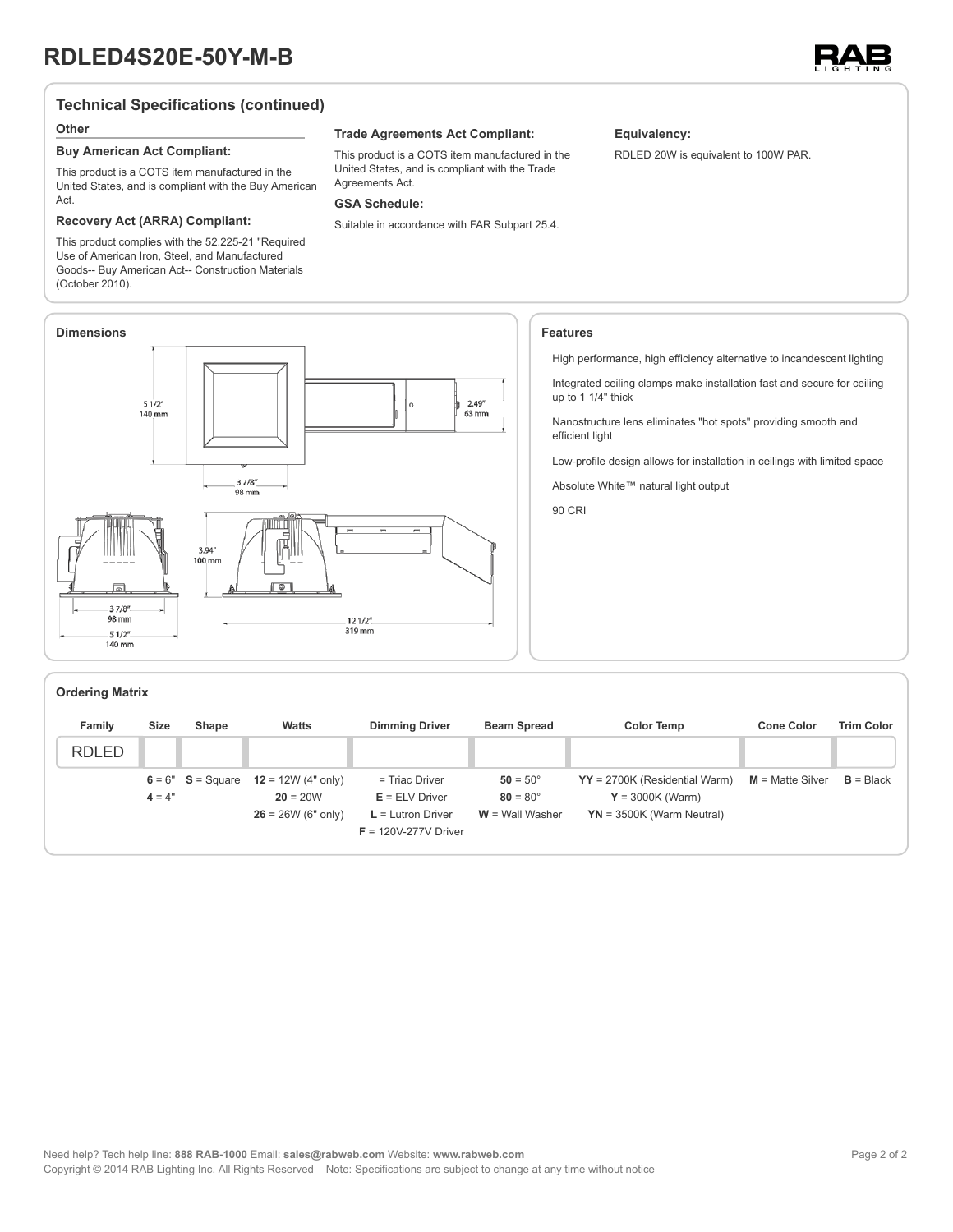# RDLED4S20E-50Y-M-B

## Technical Specifications (continued)

### Other

**Buy American Act Compliant:**

This product is a COTS item manufactured in the United States, and is compliant with the Buy American Act.

**Recovery Act (ARRA) Compliant:**

This product complies with the 52.225-21 "Required Use of American Iron, Steel, and Manufactured Goods-- Buy American Act-- Construction Materials (October 2010).

**Trade Agreements Act Compliant:**

This product is a COTS item manufactured in the United States, and is compliant with the Trade Agreements Act.

**GSA Schedule:**

Suitable in accordance with FAR Subpart 25.4.

**Equivalency:**

RDLED 20W is equivalent to 100W PAR.

## Dimensions

5 1/2"
140 mm

2.49"
63 mm

3 7/8"
98 mm

3.94"
100 mm

3 7/8"
98 mm

5 1/2"
140 mm

12 1/2"
319 mm

## Features

High performance, high efficiency alternative to incandescent lighting

Integrated ceiling clamps make installation fast and secure for ceiling up to 1 1/4" thick

Nanostructure lens eliminates "hot spots" providing smooth and efficient light

Low-profile design allows for installation in ceilings with limited space

Absolute White™ natural light output

90 CRI

## Ordering Matrix

| Family | Size | Shape | Watts | Dimming Driver | Beam Spread | Color Temp | Cone Color | Trim Color |
|---|---|---|---|---|---|---|---|---|
| RDLED | | | | | | | | |
| | **6** = 6" | **S** = Square | **12** = 12W (4" only) | = Triac Driver | **50** = 50° | **YY** = 2700K (Residential Warm) | **M** = Matte Silver | **B** = Black |
| | **4** = 4" | | **20** = 20W | **E** = ELV Driver | **80** = 80° | **Y** = 3000K (Warm) | | |
| | | | **26** = 26W (6" only) | **L** = Lutron Driver | **W** = Wall Washer | **YN** = 3500K (Warm Neutral) | | |
| | | | | **F** = 120V-277V Driver | | | | |

Need help? Tech help line: **888 RAB-1000** Email: **sales@rabweb.com** Website: **www.rabweb.com**
Copyright © 2014 RAB Lighting Inc. All Rights Reserved Note: Specifications are subject to change at any time without notice